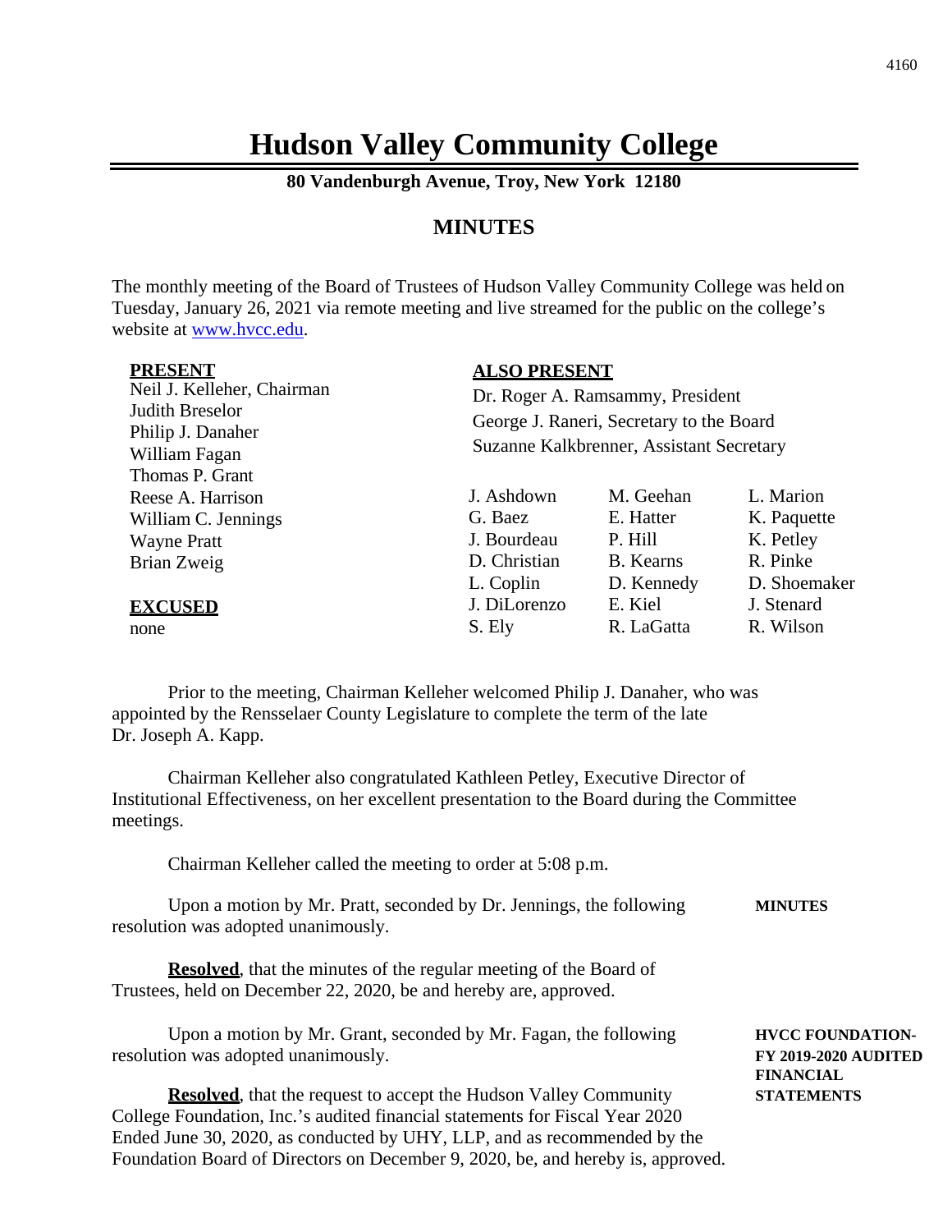# Hudson Valley Community College

**80 Vandenburgh Avenue, Troy, New York 12180**

## MINUTES

The monthly meeting of the Board of Trustees of Hudson Valley Community College was held on Tuesday, January 26, 2021 via remote meeting and live streamed for the public on the college's website at www.hvcc.edu.

**PRESENT**

Neil J. Kelleher, Chairman
Judith Breselor
Philip J. Danaher
William Fagan
Thomas P. Grant
Reese A. Harrison
William C. Jennings
Wayne Pratt
Brian Zweig

**EXCUSED**

none

**ALSO PRESENT**

Dr. Roger A. Ramsammy, President
George J. Raneri, Secretary to the Board
Suzanne Kalkbrenner, Assistant Secretary

| | | |
|---|---|---|
| J. Ashdown | M. Geehan | L. Marion |
| G. Baez | E. Hatter | K. Paquette |
| J. Bourdeau | P. Hill | K. Petley |
| D. Christian | B. Kearns | R. Pinke |
| L. Coplin | D. Kennedy | D. Shoemaker |
| J. DiLorenzo | E. Kiel | J. Stenard |
| S. Ely | R. LaGatta | R. Wilson |

Prior to the meeting, Chairman Kelleher welcomed Philip J. Danaher, who was appointed by the Rensselaer County Legislature to complete the term of the late Dr. Joseph A. Kapp.

Chairman Kelleher also congratulated Kathleen Petley, Executive Director of Institutional Effectiveness, on her excellent presentation to the Board during the Committee meetings.

Chairman Kelleher called the meeting to order at 5:08 p.m.

**MINUTES**

Upon a motion by Mr. Pratt, seconded by Dr. Jennings, the following resolution was adopted unanimously.

**Resolved**, that the minutes of the regular meeting of the Board of Trustees, held on December 22, 2020, be and hereby are, approved.

**HVCC FOUNDATION-FY 2019-2020 AUDITED FINANCIAL STATEMENTS**

Upon a motion by Mr. Grant, seconded by Mr. Fagan, the following resolution was adopted unanimously.

**Resolved**, that the request to accept the Hudson Valley Community College Foundation, Inc.'s audited financial statements for Fiscal Year 2020 Ended June 30, 2020, as conducted by UHY, LLP, and as recommended by the Foundation Board of Directors on December 9, 2020, be, and hereby is, approved.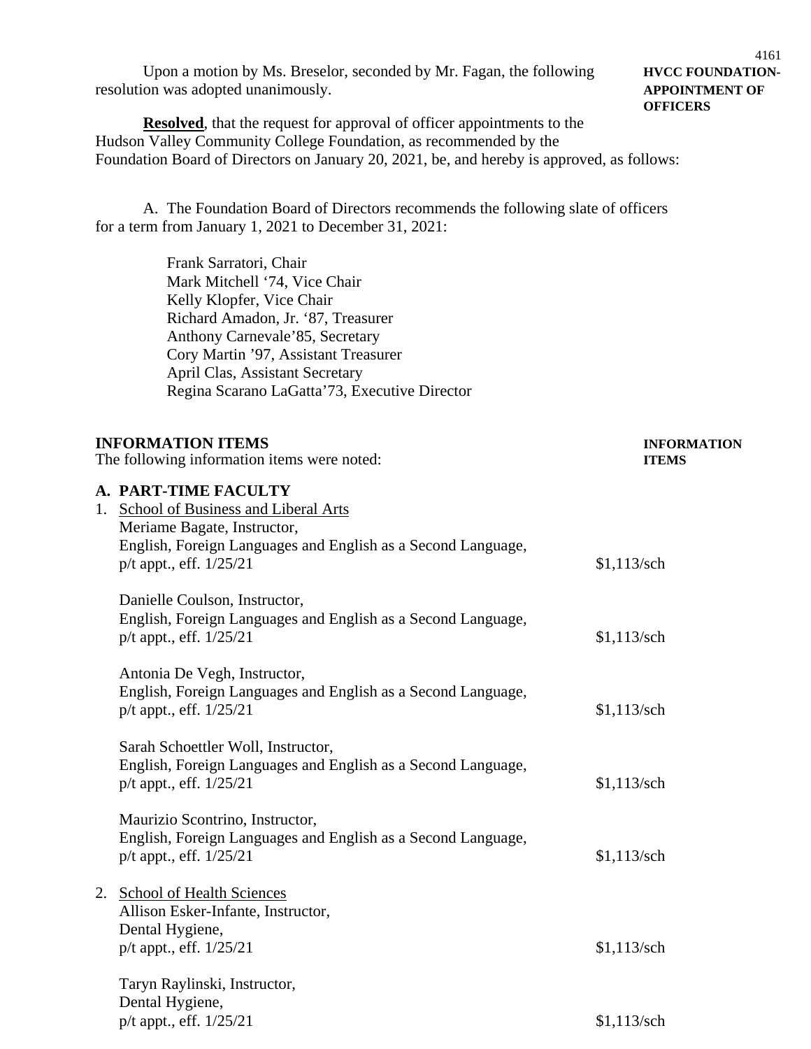Upon a motion by Ms. Breselor, seconded by Mr. Fagan, the following resolution was adopted unanimously.

**HVCC FOUNDATION-APPOINTMENT OF OFFICERS**

**Resolved**, that the request for approval of officer appointments to the Hudson Valley Community College Foundation, as recommended by the Foundation Board of Directors on January 20, 2021, be, and hereby is approved, as follows:

A. The Foundation Board of Directors recommends the following slate of officers for a term from January 1, 2021 to December 31, 2021:

Frank Sarratori, Chair
Mark Mitchell '74, Vice Chair
Kelly Klopfer, Vice Chair
Richard Amadon, Jr. '87, Treasurer
Anthony Carnevale'85, Secretary
Cory Martin '97, Assistant Treasurer
April Clas, Assistant Secretary
Regina Scarano LaGatta'73, Executive Director

## INFORMATION ITEMS

**INFORMATION ITEMS**

The following information items were noted:

### A. PART-TIME FACULTY

1. School of Business and Liberal Arts

   Meriame Bagate, Instructor,
   English, Foreign Languages and English as a Second Language,
   p/t appt., eff. 1/25/21 — $1,113/sch

   Danielle Coulson, Instructor,
   English, Foreign Languages and English as a Second Language,
   p/t appt., eff. 1/25/21 — $1,113/sch

   Antonia De Vegh, Instructor,
   English, Foreign Languages and English as a Second Language,
   p/t appt., eff. 1/25/21 — $1,113/sch

   Sarah Schoettler Woll, Instructor,
   English, Foreign Languages and English as a Second Language,
   p/t appt., eff. 1/25/21 — $1,113/sch

   Maurizio Scontrino, Instructor,
   English, Foreign Languages and English as a Second Language,
   p/t appt., eff. 1/25/21 — $1,113/sch

2. School of Health Sciences

   Allison Esker-Infante, Instructor,
   Dental Hygiene,
   p/t appt., eff. 1/25/21 — $1,113/sch

   Taryn Raylinski, Instructor,
   Dental Hygiene,
   p/t appt., eff. 1/25/21 — $1,113/sch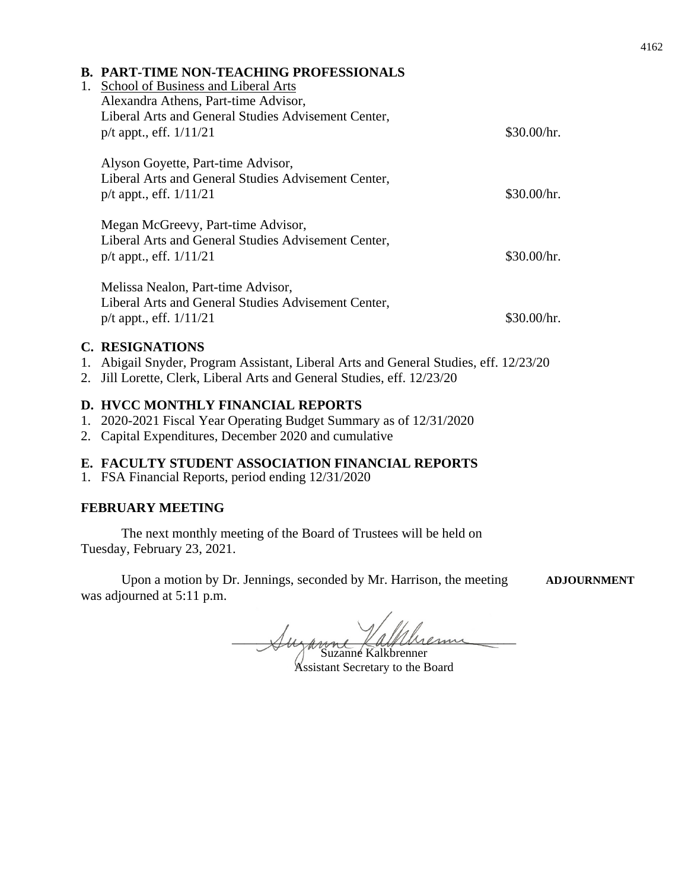### B. PART-TIME NON-TEACHING PROFESSIONALS

1. School of Business and Liberal Arts

| | |
|---|---|
| Alexandra Athens, Part-time Advisor, Liberal Arts and General Studies Advisement Center, p/t appt., eff. 1/11/21 | \$30.00/hr. |
| Alyson Goyette, Part-time Advisor, Liberal Arts and General Studies Advisement Center, p/t appt., eff. 1/11/21 | \$30.00/hr. |
| Megan McGreevy, Part-time Advisor, Liberal Arts and General Studies Advisement Center, p/t appt., eff. 1/11/21 | \$30.00/hr. |
| Melissa Nealon, Part-time Advisor, Liberal Arts and General Studies Advisement Center, p/t appt., eff. 1/11/21 | \$30.00/hr. |

### C. RESIGNATIONS

1. Abigail Snyder, Program Assistant, Liberal Arts and General Studies, eff. 12/23/20
2. Jill Lorette, Clerk, Liberal Arts and General Studies, eff. 12/23/20

### D. HVCC MONTHLY FINANCIAL REPORTS

1. 2020-2021 Fiscal Year Operating Budget Summary as of 12/31/2020
2. Capital Expenditures, December 2020 and cumulative

### E. FACULTY STUDENT ASSOCIATION FINANCIAL REPORTS

1. FSA Financial Reports, period ending 12/31/2020

### FEBRUARY MEETING

The next monthly meeting of the Board of Trustees will be held on Tuesday, February 23, 2021.

**ADJOURNMENT**

Upon a motion by Dr. Jennings, seconded by Mr. Harrison, the meeting was adjourned at 5:11 p.m.

Suzanne Kalkbrenner
Assistant Secretary to the Board